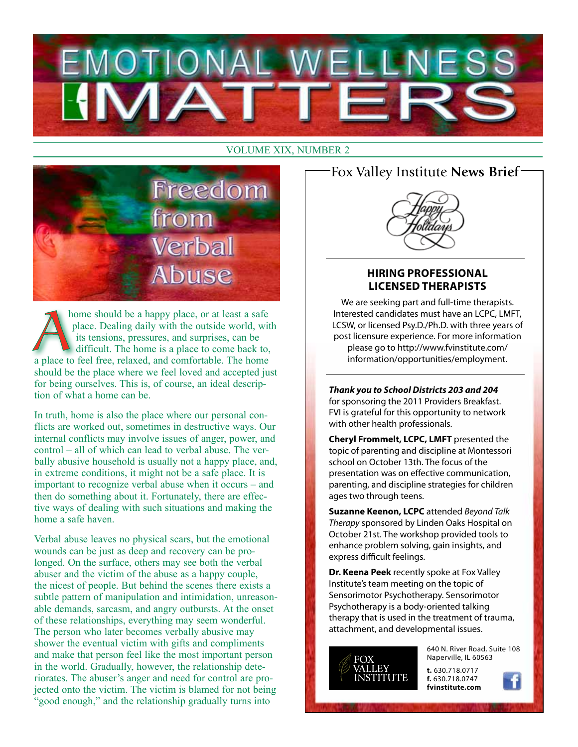# EMOTIONAL WELLNESS MATTERS

VOLUME XIX, NUMBER 2

## Freedom from Verbal Abuse

A home should be a happy place, or at least a safe place. Dealing daily with the outside world, with its tensions, pressures, and surprises, can be difficult. The home is a place to come back to, a place to feel free, relaxed, and comfortable. The home should be the place where we feel loved and accepted just for being ourselves. This is, of course, an ideal description of what a home can be.

In truth, home is also the place where our personal conflicts are worked out, sometimes in destructive ways. Our internal conflicts may involve issues of anger, power, and control – all of which can lead to verbal abuse. The verbally abusive household is usually not a happy place, and, in extreme conditions, it might not be a safe place. It is important to recognize verbal abuse when it occurs – and then do something about it. Fortunately, there are effective ways of dealing with such situations and making the home a safe haven.

Verbal abuse leaves no physical scars, but the emotional wounds can be just as deep and recovery can be prolonged. On the surface, others may see both the verbal abuser and the victim of the abuse as a happy couple, the nicest of people. But behind the scenes there exists a subtle pattern of manipulation and intimidation, unreasonable demands, sarcasm, and angry outbursts. At the onset of these relationships, everything may seem wonderful. The person who later becomes verbally abusive may shower the eventual victim with gifts and compliments and make that person feel like the most important person in the world. Gradually, however, the relationship deteriorates. The abuser's anger and need for control are projected onto the victim. The victim is blamed for not being "good enough," and the relationship gradually turns into

## Fox Valley Institute **News Brief**

Happy Holidays

### HIRING PROFESSIONAL LICENSED THERAPISTS

We are seeking part and full-time therapists. Interested candidates must have an LCPC, LMFT, LCSW, or licensed Psy.D./Ph.D. with three years of post licensure experience. For more information please go to http://www.fvinstitute.com/information/opportunities/employment.

***Thank you to School Districts 203 and 204*** for sponsoring the 2011 Providers Breakfast. FVI is grateful for this opportunity to network with other health professionals.

**Cheryl Frommelt, LCPC, LMFT** presented the topic of parenting and discipline at Montessori school on October 13th. The focus of the presentation was on effective communication, parenting, and discipline strategies for children ages two through teens.

**Suzanne Keenon, LCPC** attended *Beyond Talk Therapy* sponsored by Linden Oaks Hospital on October 21st. The workshop provided tools to enhance problem solving, gain insights, and express difficult feelings.

**Dr. Keena Peek** recently spoke at Fox Valley Institute's team meeting on the topic of Sensorimotor Psychotherapy. Sensorimotor Psychotherapy is a body-oriented talking therapy that is used in the treatment of trauma, attachment, and developmental issues.

FOX VALLEY INSTITUTE

640 N. River Road, Suite 108
Naperville, IL 60563

**t.** 630.718.0717
**f.** 630.718.0747
**fvinstitute.com**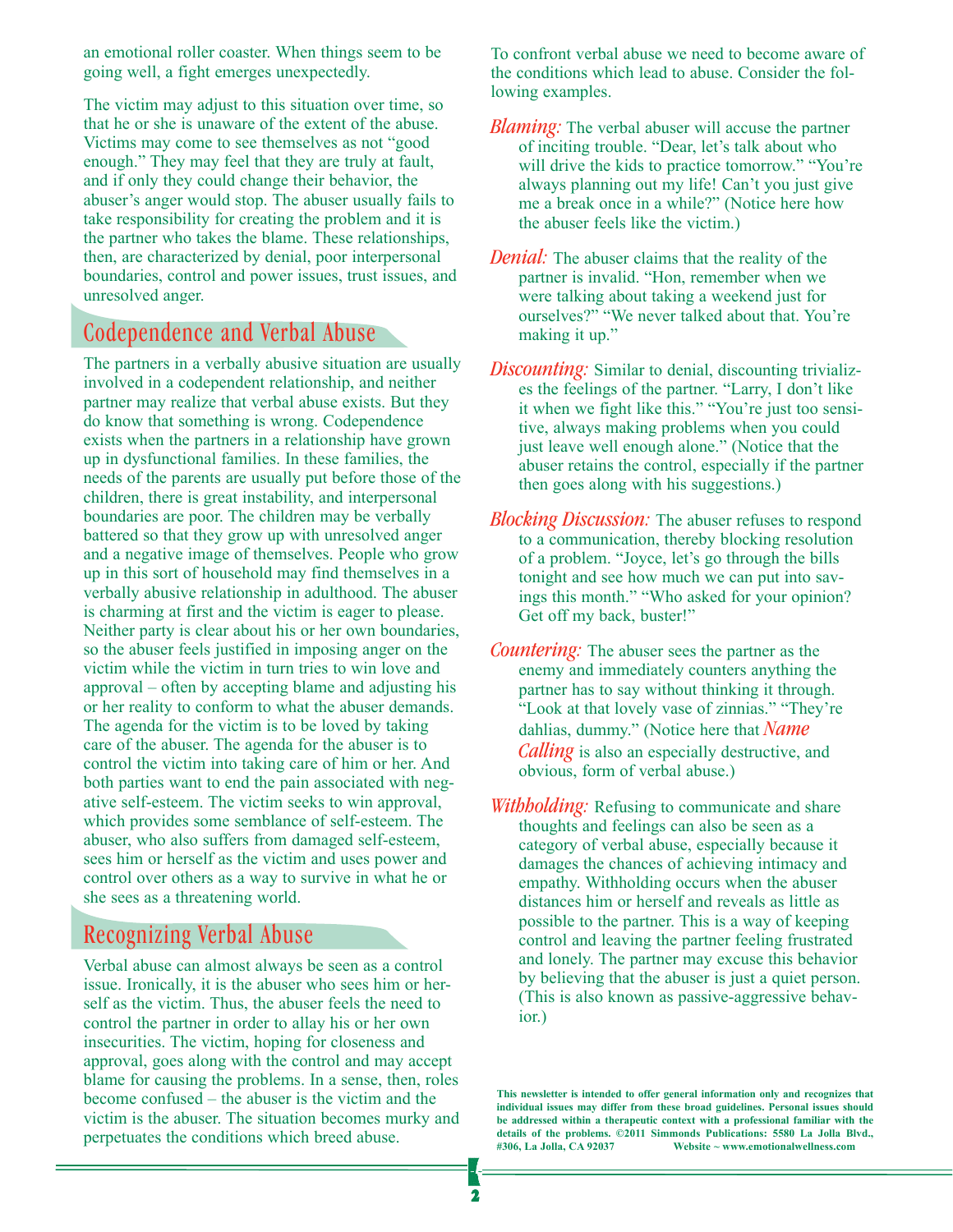an emotional roller coaster. When things seem to be going well, a fight emerges unexpectedly.

The victim may adjust to this situation over time, so that he or she is unaware of the extent of the abuse. Victims may come to see themselves as not "good enough." They may feel that they are truly at fault, and if only they could change their behavior, the abuser's anger would stop. The abuser usually fails to take responsibility for creating the problem and it is the partner who takes the blame. These relationships, then, are characterized by denial, poor interpersonal boundaries, control and power issues, trust issues, and unresolved anger.

## Codependence and Verbal Abuse

The partners in a verbally abusive situation are usually involved in a codependent relationship, and neither partner may realize that verbal abuse exists. But they do know that something is wrong. Codependence exists when the partners in a relationship have grown up in dysfunctional families. In these families, the needs of the parents are usually put before those of the children, there is great instability, and interpersonal boundaries are poor. The children may be verbally battered so that they grow up with unresolved anger and a negative image of themselves. People who grow up in this sort of household may find themselves in a verbally abusive relationship in adulthood. The abuser is charming at first and the victim is eager to please. Neither party is clear about his or her own boundaries, so the abuser feels justified in imposing anger on the victim while the victim in turn tries to win love and approval – often by accepting blame and adjusting his or her reality to conform to what the abuser demands. The agenda for the victim is to be loved by taking care of the abuser. The agenda for the abuser is to control the victim into taking care of him or her. And both parties want to end the pain associated with negative self-esteem. The victim seeks to win approval, which provides some semblance of self-esteem. The abuser, who also suffers from damaged self-esteem, sees him or herself as the victim and uses power and control over others as a way to survive in what he or she sees as a threatening world.

## Recognizing Verbal Abuse

Verbal abuse can almost always be seen as a control issue. Ironically, it is the abuser who sees him or herself as the victim. Thus, the abuser feels the need to control the partner in order to allay his or her own insecurities. The victim, hoping for closeness and approval, goes along with the control and may accept blame for causing the problems. In a sense, then, roles become confused – the abuser is the victim and the victim is the abuser. The situation becomes murky and perpetuates the conditions which breed abuse.

To confront verbal abuse we need to become aware of the conditions which lead to abuse. Consider the following examples.

*Blaming:* The verbal abuser will accuse the partner of inciting trouble. "Dear, let's talk about who will drive the kids to practice tomorrow." "You're always planning out my life! Can't you just give me a break once in a while?" (Notice here how the abuser feels like the victim.)

*Denial:* The abuser claims that the reality of the partner is invalid. "Hon, remember when we were talking about taking a weekend just for ourselves?" "We never talked about that. You're making it up."

*Discounting:* Similar to denial, discounting trivializes the feelings of the partner. "Larry, I don't like it when we fight like this." "You're just too sensitive, always making problems when you could just leave well enough alone." (Notice that the abuser retains the control, especially if the partner then goes along with his suggestions.)

*Blocking Discussion:* The abuser refuses to respond to a communication, thereby blocking resolution of a problem. "Joyce, let's go through the bills tonight and see how much we can put into savings this month." "Who asked for your opinion? Get off my back, buster!"

*Countering:* The abuser sees the partner as the enemy and immediately counters anything the partner has to say without thinking it through. "Look at that lovely vase of zinnias." "They're dahlias, dummy." (Notice here that *Name Calling* is also an especially destructive, and obvious, form of verbal abuse.)

*Withholding:* Refusing to communicate and share thoughts and feelings can also be seen as a category of verbal abuse, especially because it damages the chances of achieving intimacy and empathy. Withholding occurs when the abuser distances him or herself and reveals as little as possible to the partner. This is a way of keeping control and leaving the partner feeling frustrated and lonely. The partner may excuse this behavior by believing that the abuser is just a quiet person. (This is also known as passive-aggressive behavior.)

**This newsletter is intended to offer general information only and recognizes that individual issues may differ from these broad guidelines. Personal issues should be addressed within a therapeutic context with a professional familiar with the details of the problems. ©2011 Simmonds Publications: 5580 La Jolla Blvd., #306, La Jolla, CA 92037 Website ~ www.emotionalwellness.com**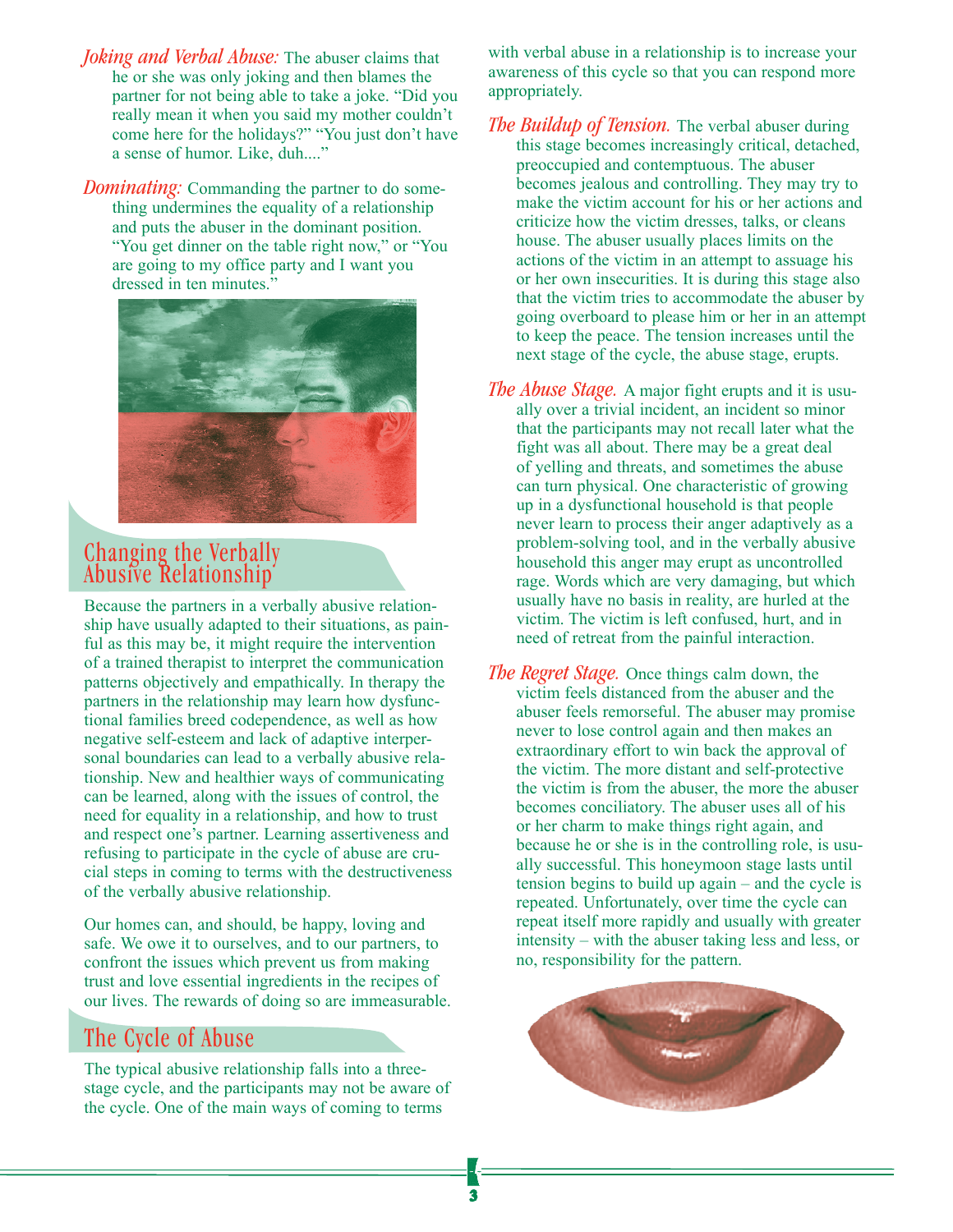*Joking and Verbal Abuse:* The abuser claims that he or she was only joking and then blames the partner for not being able to take a joke. "Did you really mean it when you said my mother couldn't come here for the holidays?" "You just don't have a sense of humor. Like, duh...."

*Dominating:* Commanding the partner to do something undermines the equality of a relationship and puts the abuser in the dominant position. "You get dinner on the table right now," or "You are going to my office party and I want you dressed in ten minutes."

## Changing the Verbally Abusive Relationship

Because the partners in a verbally abusive relationship have usually adapted to their situations, as painful as this may be, it might require the intervention of a trained therapist to interpret the communication patterns objectively and empathically. In therapy the partners in the relationship may learn how dysfunctional families breed codependence, as well as how negative self-esteem and lack of adaptive interpersonal boundaries can lead to a verbally abusive relationship. New and healthier ways of communicating can be learned, along with the issues of control, the need for equality in a relationship, and how to trust and respect one's partner. Learning assertiveness and refusing to participate in the cycle of abuse are crucial steps in coming to terms with the destructiveness of the verbally abusive relationship.

Our homes can, and should, be happy, loving and safe. We owe it to ourselves, and to our partners, to confront the issues which prevent us from making trust and love essential ingredients in the recipes of our lives. The rewards of doing so are immeasurable.

## The Cycle of Abuse

The typical abusive relationship falls into a three-stage cycle, and the participants may not be aware of the cycle. One of the main ways of coming to terms with verbal abuse in a relationship is to increase your awareness of this cycle so that you can respond more appropriately.

*The Buildup of Tension.* The verbal abuser during this stage becomes increasingly critical, detached, preoccupied and contemptuous. The abuser becomes jealous and controlling. They may try to make the victim account for his or her actions and criticize how the victim dresses, talks, or cleans house. The abuser usually places limits on the actions of the victim in an attempt to assuage his or her own insecurities. It is during this stage also that the victim tries to accommodate the abuser by going overboard to please him or her in an attempt to keep the peace. The tension increases until the next stage of the cycle, the abuse stage, erupts.

*The Abuse Stage.* A major fight erupts and it is usually over a trivial incident, an incident so minor that the participants may not recall later what the fight was all about. There may be a great deal of yelling and threats, and sometimes the abuse can turn physical. One characteristic of growing up in a dysfunctional household is that people never learn to process their anger adaptively as a problem-solving tool, and in the verbally abusive household this anger may erupt as uncontrolled rage. Words which are very damaging, but which usually have no basis in reality, are hurled at the victim. The victim is left confused, hurt, and in need of retreat from the painful interaction.

*The Regret Stage.* Once things calm down, the victim feels distanced from the abuser and the abuser feels remorseful. The abuser may promise never to lose control again and then makes an extraordinary effort to win back the approval of the victim. The more distant and self-protective the victim is from the abuser, the more the abuser becomes conciliatory. The abuser uses all of his or her charm to make things right again, and because he or she is in the controlling role, is usually successful. This honeymoon stage lasts until tension begins to build up again – and the cycle is repeated. Unfortunately, over time the cycle can repeat itself more rapidly and usually with greater intensity – with the abuser taking less and less, or no, responsibility for the pattern.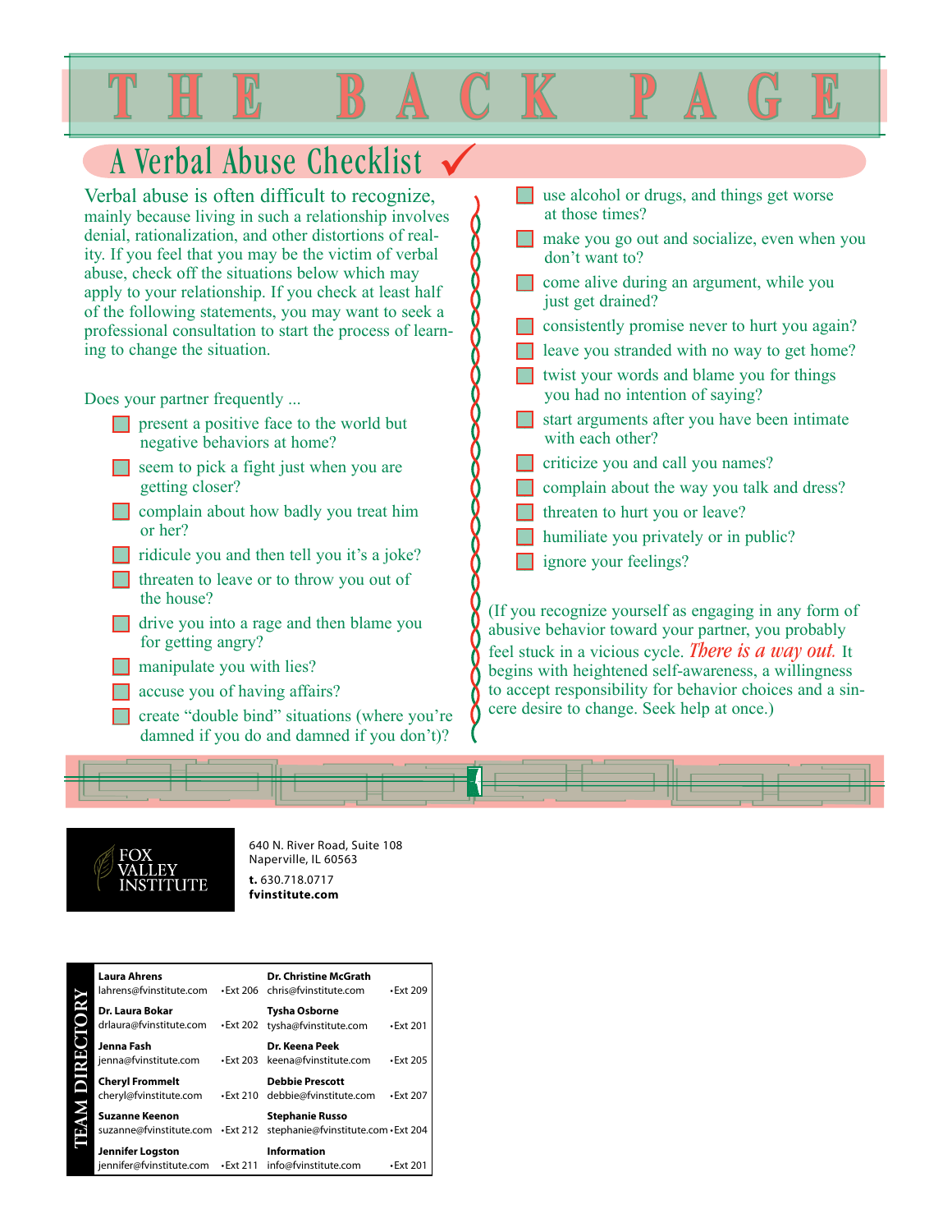# THE BACK PAGE

## A Verbal Abuse Checklist ✓

Verbal abuse is often difficult to recognize, mainly because living in such a relationship involves denial, rationalization, and other distortions of reality. If you feel that you may be the victim of verbal abuse, check off the situations below which may apply to your relationship. If you check at least half of the following statements, you may want to seek a professional consultation to start the process of learning to change the situation.

Does your partner frequently ...

- ☐ present a positive face to the world but negative behaviors at home?
- ☐ seem to pick a fight just when you are getting closer?
- ☐ complain about how badly you treat him or her?
- ☐ ridicule you and then tell you it's a joke?
- ☐ threaten to leave or to throw you out of the house?
- ☐ drive you into a rage and then blame you for getting angry?
- ☐ manipulate you with lies?
- ☐ accuse you of having affairs?
- ☐ create "double bind" situations (where you're damned if you do and damned if you don't)?
- ☐ use alcohol or drugs, and things get worse at those times?
- ☐ make you go out and socialize, even when you don't want to?
- ☐ come alive during an argument, while you just get drained?
- ☐ consistently promise never to hurt you again?
- ☐ leave you stranded with no way to get home?
- ☐ twist your words and blame you for things you had no intention of saying?
- ☐ start arguments after you have been intimate with each other?
- ☐ criticize you and call you names?
- ☐ complain about the way you talk and dress?
- ☐ threaten to hurt you or leave?
- ☐ humiliate you privately or in public?
- ☐ ignore your feelings?

(If you recognize yourself as engaging in any form of abusive behavior toward your partner, you probably feel stuck in a vicious cycle. *There is a way out.* It begins with heightened self-awareness, a willingness to accept responsibility for behavior choices and a sincere desire to change. Seek help at once.)

FOX VALLEY INSTITUTE

640 N. River Road, Suite 108
Naperville, IL 60563
**t.** 630.718.0717
**fvinstitute.com**

**TEAM DIRECTORY**

| | | | |
|---|---|---|---|
| **Laura Ahrens** lahrens@fvinstitute.com | •Ext 206 | **Dr. Christine McGrath** chris@fvinstitute.com | •Ext 209 |
| **Dr. Laura Bokar** drlaura@fvinstitute.com | •Ext 202 | **Tysha Osborne** tysha@fvinstitute.com | •Ext 201 |
| **Jenna Fash** jenna@fvinstitute.com | •Ext 203 | **Dr. Keena Peek** keena@fvinstitute.com | •Ext 205 |
| **Cheryl Frommelt** cheryl@fvinstitute.com | •Ext 210 | **Debbie Prescott** debbie@fvinstitute.com | •Ext 207 |
| **Suzanne Keenon** suzanne@fvinstitute.com | •Ext 212 | **Stephanie Russo** stephanie@fvinstitute.com | •Ext 204 |
| **Jennifer Logston** jennifer@fvinstitute.com | •Ext 211 | **Information** info@fvinstitute.com | •Ext 201 |